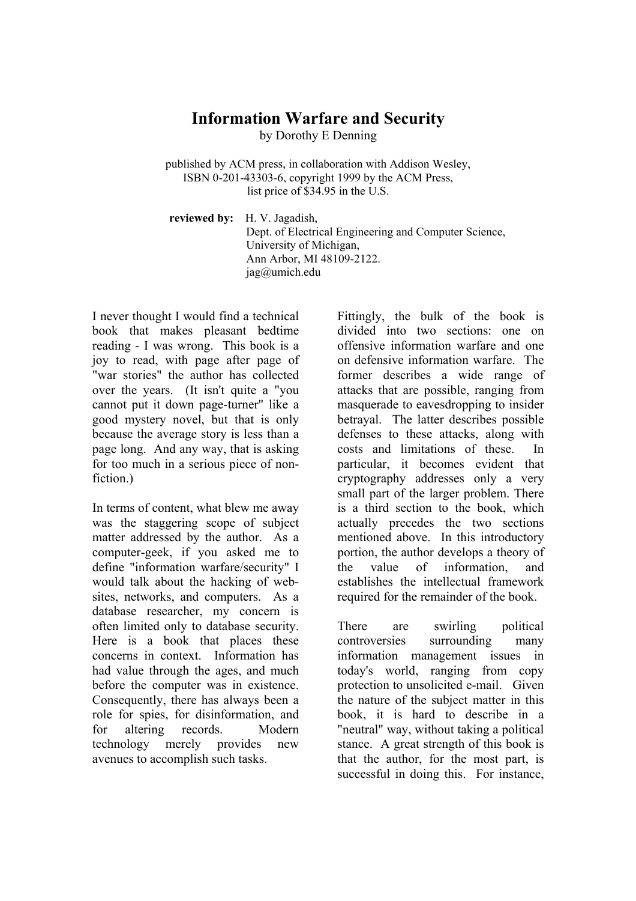# Information Warfare and Security

by Dorothy E Denning

published by ACM press, in collaboration with Addison Wesley,
ISBN 0-201-43303-6, copyright 1999 by the ACM Press,
list price of $34.95 in the U.S.

**reviewed by:** H. V. Jagadish,
Dept. of Electrical Engineering and Computer Science,
University of Michigan,
Ann Arbor, MI 48109-2122.
jag@umich.edu

I never thought I would find a technical book that makes pleasant bedtime reading - I was wrong. This book is a joy to read, with page after page of "war stories" the author has collected over the years. (It isn't quite a "you cannot put it down page-turner" like a good mystery novel, but that is only because the average story is less than a page long. And any way, that is asking for too much in a serious piece of non-fiction.)

In terms of content, what blew me away was the staggering scope of subject matter addressed by the author. As a computer-geek, if you asked me to define "information warfare/security" I would talk about the hacking of web-sites, networks, and computers. As a database researcher, my concern is often limited only to database security. Here is a book that places these concerns in context. Information has had value through the ages, and much before the computer was in existence. Consequently, there has always been a role for spies, for disinformation, and for altering records. Modern technology merely provides new avenues to accomplish such tasks.

Fittingly, the bulk of the book is divided into two sections: one on offensive information warfare and one on defensive information warfare. The former describes a wide range of attacks that are possible, ranging from masquerade to eavesdropping to insider betrayal. The latter describes possible defenses to these attacks, along with costs and limitations of these. In particular, it becomes evident that cryptography addresses only a very small part of the larger problem. There is a third section to the book, which actually precedes the two sections mentioned above. In this introductory portion, the author develops a theory of the value of information, and establishes the intellectual framework required for the remainder of the book.

There are swirling political controversies surrounding many information management issues in today's world, ranging from copy protection to unsolicited e-mail. Given the nature of the subject matter in this book, it is hard to describe in a "neutral" way, without taking a political stance. A great strength of this book is that the author, for the most part, is successful in doing this. For instance,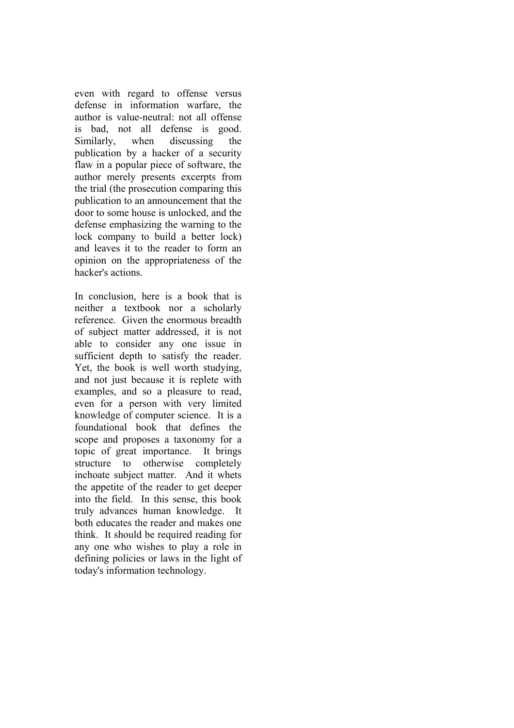even with regard to offense versus defense in information warfare, the author is value-neutral: not all offense is bad, not all defense is good. Similarly, when discussing the publication by a hacker of a security flaw in a popular piece of software, the author merely presents excerpts from the trial (the prosecution comparing this publication to an announcement that the door to some house is unlocked, and the defense emphasizing the warning to the lock company to build a better lock) and leaves it to the reader to form an opinion on the appropriateness of the hacker's actions.

In conclusion, here is a book that is neither a textbook nor a scholarly reference. Given the enormous breadth of subject matter addressed, it is not able to consider any one issue in sufficient depth to satisfy the reader. Yet, the book is well worth studying, and not just because it is replete with examples, and so a pleasure to read, even for a person with very limited knowledge of computer science. It is a foundational book that defines the scope and proposes a taxonomy for a topic of great importance. It brings structure to otherwise completely inchoate subject matter. And it whets the appetite of the reader to get deeper into the field. In this sense, this book truly advances human knowledge. It both educates the reader and makes one think. It should be required reading for any one who wishes to play a role in defining policies or laws in the light of today's information technology.